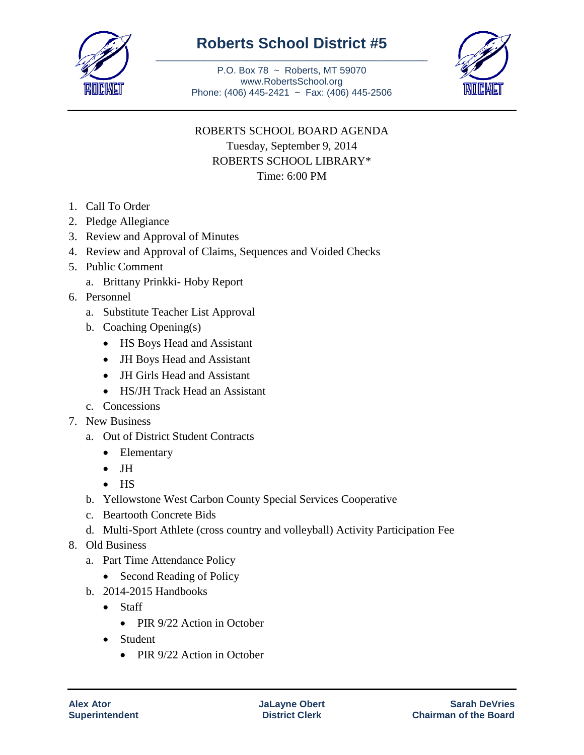# Roberts School District #5

P.O. Box 78 ~ Roberts, MT 59070
www.RobertsSchool.org
Phone: (406) 445-2421 ~ Fax: (406) 445-2506

ROBERTS SCHOOL BOARD AGENDA
Tuesday, September 9, 2014
ROBERTS SCHOOL LIBRARY*
Time: 6:00 PM

1. Call To Order
2. Pledge Allegiance
3. Review and Approval of Minutes
4. Review and Approval of Claims, Sequences and Voided Checks
5. Public Comment
   a. Brittany Prinkki- Hoby Report
6. Personnel
   a. Substitute Teacher List Approval
   b. Coaching Opening(s)
      - HS Boys Head and Assistant
      - JH Boys Head and Assistant
      - JH Girls Head and Assistant
      - HS/JH Track Head an Assistant
   c. Concessions
7. New Business
   a. Out of District Student Contracts
      - Elementary
      - JH
      - HS
   b. Yellowstone West Carbon County Special Services Cooperative
   c. Beartooth Concrete Bids
   d. Multi-Sport Athlete (cross country and volleyball) Activity Participation Fee
8. Old Business
   a. Part Time Attendance Policy
      - Second Reading of Policy
   b. 2014-2015 Handbooks
      - Staff
        - PIR 9/22 Action in October
      - Student
        - PIR 9/22 Action in October

**Alex Ator**
**Superintendent**

**JaLayne Obert**
**District Clerk**

**Sarah DeVries**
**Chairman of the Board**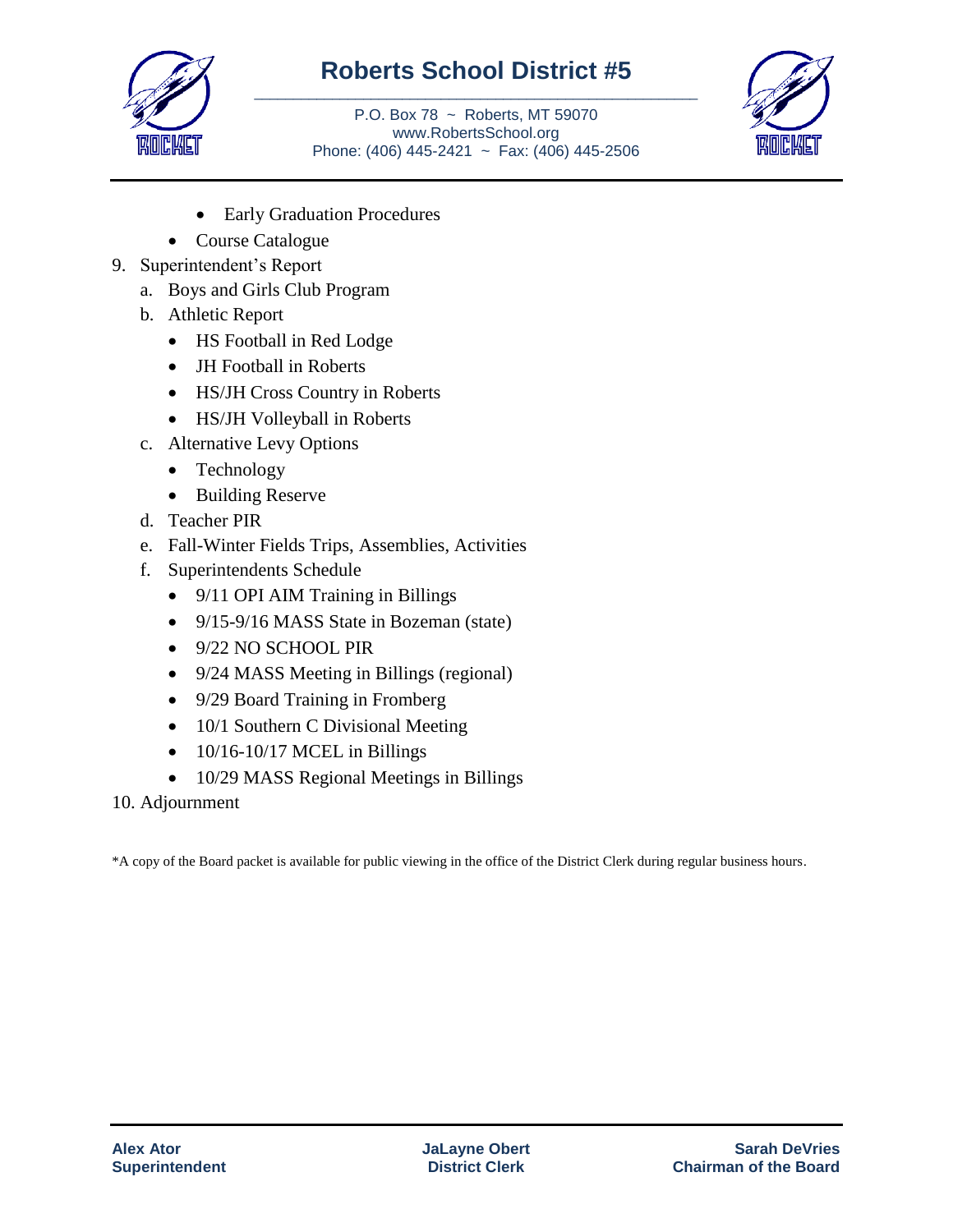- Early Graduation Procedures
- Course Catalogue

9. Superintendent's Report
   a. Boys and Girls Club Program
   b. Athletic Report
      - HS Football in Red Lodge
      - JH Football in Roberts
      - HS/JH Cross Country in Roberts
      - HS/JH Volleyball in Roberts
   c. Alternative Levy Options
      - Technology
      - Building Reserve
   d. Teacher PIR
   e. Fall-Winter Fields Trips, Assemblies, Activities
   f. Superintendents Schedule
      - 9/11 OPI AIM Training in Billings
      - 9/15-9/16 MASS State in Bozeman (state)
      - 9/22 NO SCHOOL PIR
      - 9/24 MASS Meeting in Billings (regional)
      - 9/29 Board Training in Fromberg
      - 10/1 Southern C Divisional Meeting
      - 10/16-10/17 MCEL in Billings
      - 10/29 MASS Regional Meetings in Billings
10. Adjournment

*A copy of the Board packet is available for public viewing in the office of the District Clerk during regular business hours.

**Alex Ator**
**Superintendent**

**JaLayne Obert**
**District Clerk**

**Sarah DeVries**
**Chairman of the Board**